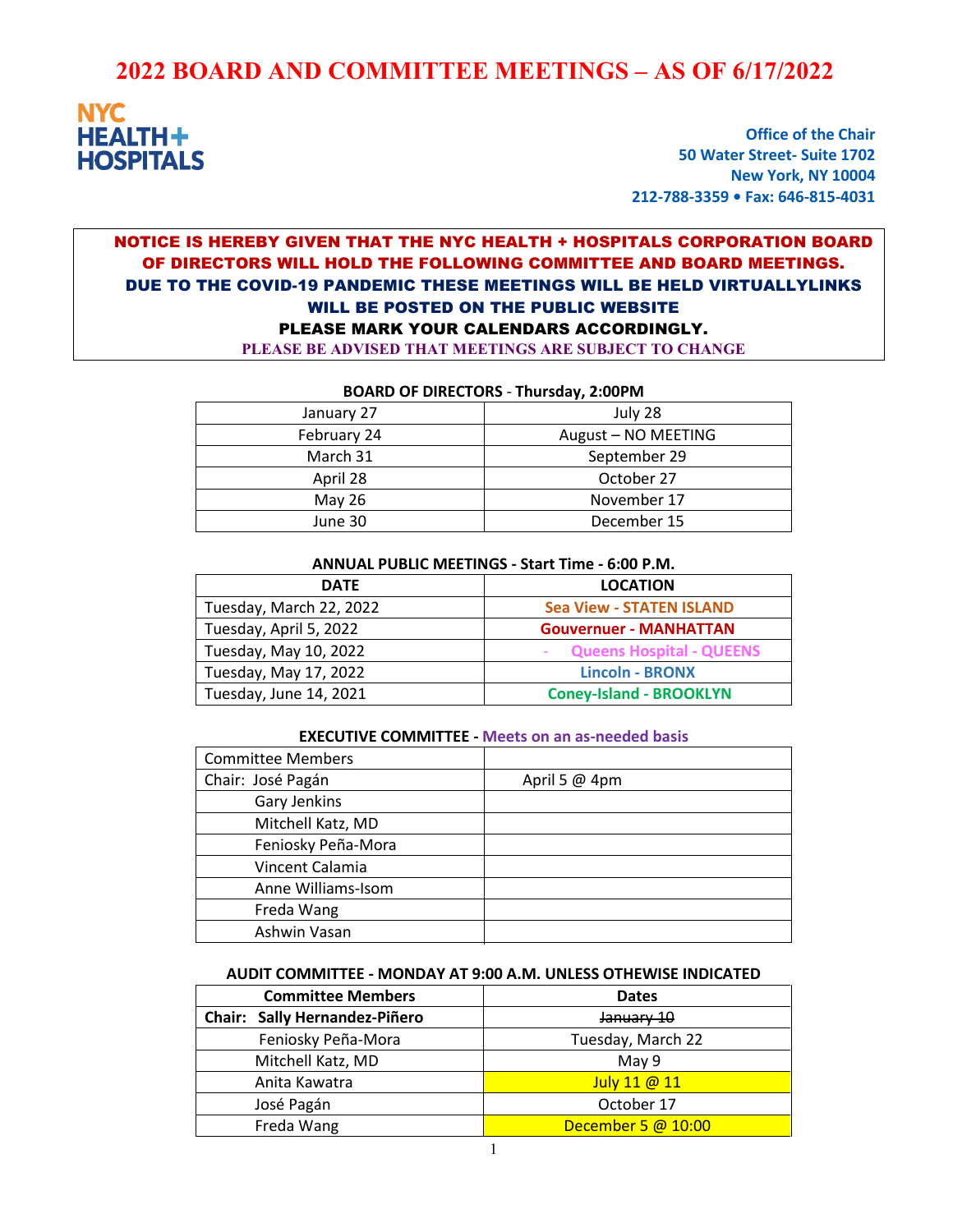# 2022 BOARD AND COMMITTEE MEETINGS – AS OF 6/17/2022

NYC HEALTH + HOSPITALS

**Office of the Chair**
**50 Water Street- Suite 1702**
**New York, NY 10004**
**212-788-3359 • Fax: 646-815-4031**

**NOTICE IS HEREBY GIVEN THAT THE NYC HEALTH + HOSPITALS CORPORATION BOARD OF DIRECTORS WILL HOLD THE FOLLOWING COMMITTEE AND BOARD MEETINGS.**
**DUE TO THE COVID-19 PANDEMIC THESE MEETINGS WILL BE HELD VIRTUALLYLINKS WILL BE POSTED ON THE PUBLIC WEBSITE**
**PLEASE MARK YOUR CALENDARS ACCORDINGLY.**
**PLEASE BE ADVISED THAT MEETINGS ARE SUBJECT TO CHANGE**

**BOARD OF DIRECTORS - Thursday, 2:00PM**

| | |
|---|---|
| January 27 | July 28 |
| February 24 | August – NO MEETING |
| March 31 | September 29 |
| April 28 | October 27 |
| May 26 | November 17 |
| June 30 | December 15 |

**ANNUAL PUBLIC MEETINGS - Start Time - 6:00 P.M.**

| DATE | LOCATION |
|---|---|
| Tuesday, March 22, 2022 | **Sea View - STATEN ISLAND** |
| Tuesday, April 5, 2022 | **Gouvernuer - MANHATTAN** |
| Tuesday, May 10, 2022 | - **Queens Hospital - QUEENS** |
| Tuesday, May 17, 2022 | **Lincoln - BRONX** |
| Tuesday, June 14, 2021 | **Coney-Island - BROOKLYN** |

**EXECUTIVE COMMITTEE - Meets on an as-needed basis**

| Committee Members | |
|---|---|
| Chair: José Pagán | April 5 @ 4pm |
| Gary Jenkins | |
| Mitchell Katz, MD | |
| Feniosky Peña-Mora | |
| Vincent Calamia | |
| Anne Williams-Isom | |
| Freda Wang | |
| Ashwin Vasan | |

**AUDIT COMMITTEE - MONDAY AT 9:00 A.M. UNLESS OTHEWISE INDICATED**

| Committee Members | Dates |
|---|---|
| **Chair: Sally Hernandez-Piñero** | ~~January 10~~ |
| Feniosky Peña-Mora | Tuesday, March 22 |
| Mitchell Katz, MD | May 9 |
| Anita Kawatra | July 11 @ 11 |
| José Pagán | October 17 |
| Freda Wang | December 5 @ 10:00 |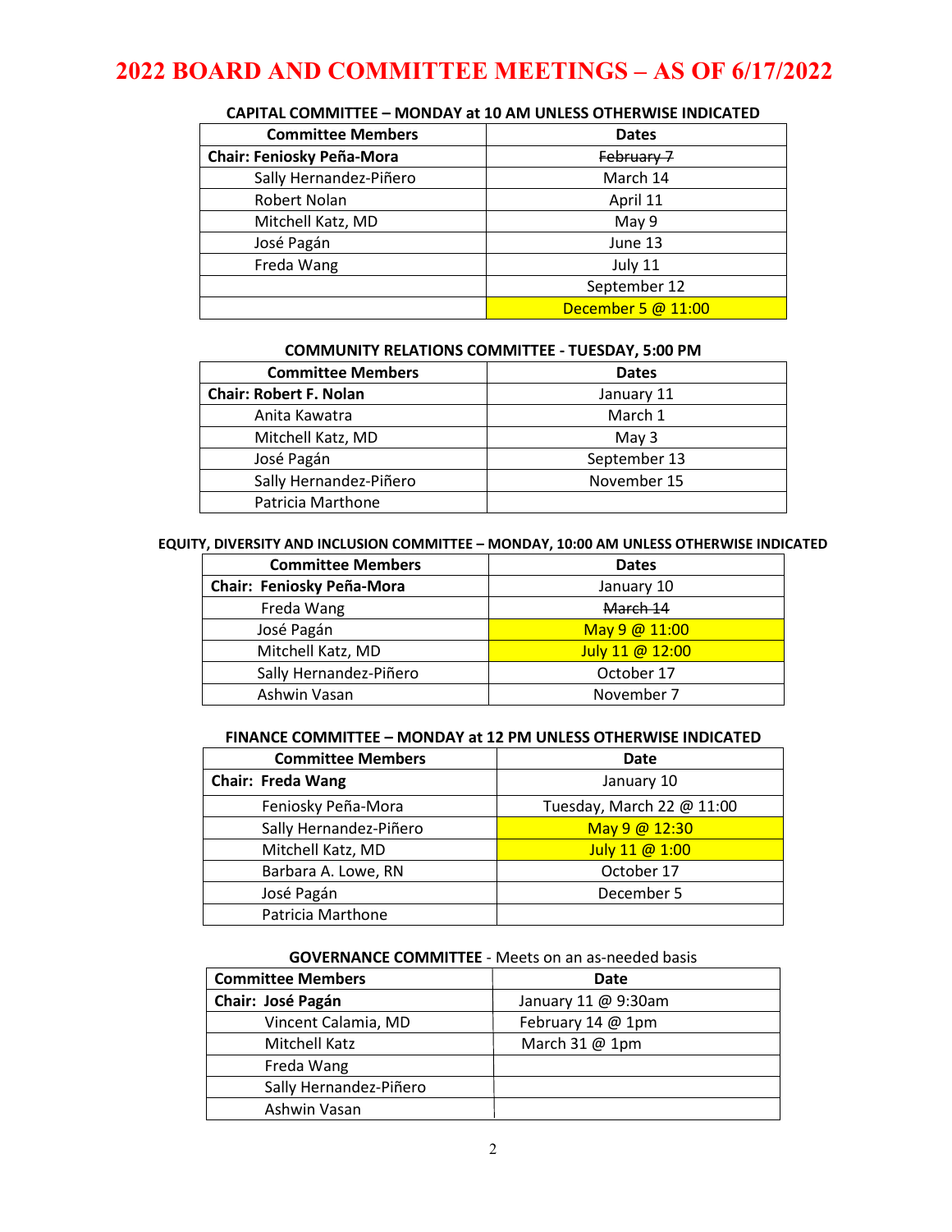# 2022 BOARD AND COMMITTEE MEETINGS – AS OF 6/17/2022

### CAPITAL COMMITTEE – MONDAY at 10 AM UNLESS OTHERWISE INDICATED

| Committee Members | Dates |
|---|---|
| **Chair: Feniosky Peña-Mora** | ~~February 7~~ |
| Sally Hernandez-Piñero | March 14 |
| Robert Nolan | April 11 |
| Mitchell Katz, MD | May 9 |
| José Pagán | June 13 |
| Freda Wang | July 11 |
| | September 12 |
| | December 5 @ 11:00 |

### COMMUNITY RELATIONS COMMITTEE - TUESDAY, 5:00 PM

| Committee Members | Dates |
|---|---|
| **Chair: Robert F. Nolan** | January 11 |
| Anita Kawatra | March 1 |
| Mitchell Katz, MD | May 3 |
| José Pagán | September 13 |
| Sally Hernandez-Piñero | November 15 |
| Patricia Marthone | |

### EQUITY, DIVERSITY AND INCLUSION COMMITTEE – MONDAY, 10:00 AM UNLESS OTHERWISE INDICATED

| Committee Members | Dates |
|---|---|
| **Chair: Feniosky Peña-Mora** | January 10 |
| Freda Wang | ~~March 14~~ |
| José Pagán | May 9 @ 11:00 |
| Mitchell Katz, MD | July 11 @ 12:00 |
| Sally Hernandez-Piñero | October 17 |
| Ashwin Vasan | November 7 |

### FINANCE COMMITTEE – MONDAY at 12 PM UNLESS OTHERWISE INDICATED

| Committee Members | Date |
|---|---|
| **Chair: Freda Wang** | January 10 |
| Feniosky Peña-Mora | Tuesday, March 22 @ 11:00 |
| Sally Hernandez-Piñero | May 9 @ 12:30 |
| Mitchell Katz, MD | July 11 @ 1:00 |
| Barbara A. Lowe, RN | October 17 |
| José Pagán | December 5 |
| Patricia Marthone | |

### GOVERNANCE COMMITTEE - Meets on an as-needed basis

| Committee Members | Date |
|---|---|
| **Chair: José Pagán** | January 11 @ 9:30am |
| Vincent Calamia, MD | February 14 @ 1pm |
| Mitchell Katz | March 31 @ 1pm |
| Freda Wang | |
| Sally Hernandez-Piñero | |
| Ashwin Vasan | |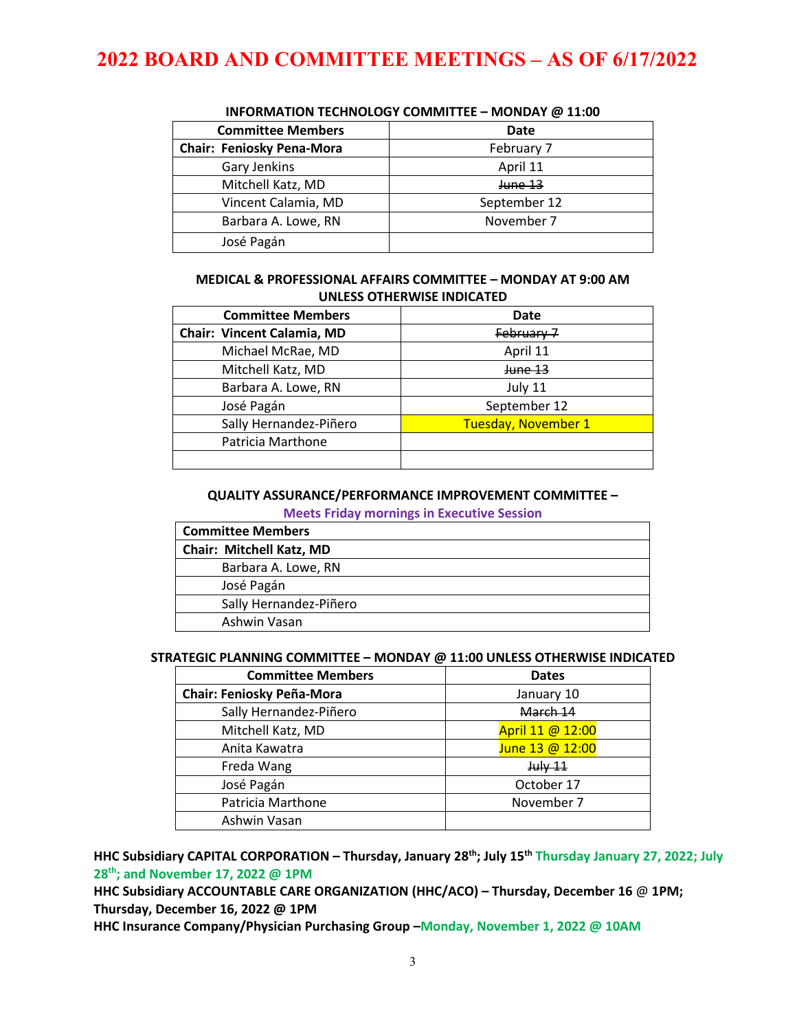# 2022 BOARD AND COMMITTEE MEETINGS – AS OF 6/17/2022

**INFORMATION TECHNOLOGY COMMITTEE – MONDAY @ 11:00**

| Committee Members | Date |
|---|---|
| **Chair: Feniosky Pena-Mora** | February 7 |
| Gary Jenkins | April 11 |
| Mitchell Katz, MD | ~~June 13~~ |
| Vincent Calamia, MD | September 12 |
| Barbara A. Lowe, RN | November 7 |
| José Pagán | |

**MEDICAL & PROFESSIONAL AFFAIRS COMMITTEE – MONDAY AT 9:00 AM UNLESS OTHERWISE INDICATED**

| Committee Members | Date |
|---|---|
| **Chair: Vincent Calamia, MD** | ~~February 7~~ |
| Michael McRae, MD | April 11 |
| Mitchell Katz, MD | ~~June 13~~ |
| Barbara A. Lowe, RN | July 11 |
| José Pagán | September 12 |
| Sally Hernandez-Piñero | Tuesday, November 1 |
| Patricia Marthone | |
| | |

**QUALITY ASSURANCE/PERFORMANCE IMPROVEMENT COMMITTEE –**
**Meets Friday mornings in Executive Session**

| Committee Members |
|---|
| **Chair: Mitchell Katz, MD** |
| Barbara A. Lowe, RN |
| José Pagán |
| Sally Hernandez-Piñero |
| Ashwin Vasan |

**STRATEGIC PLANNING COMMITTEE – MONDAY @ 11:00 UNLESS OTHERWISE INDICATED**

| Committee Members | Dates |
|---|---|
| **Chair: Feniosky Peña-Mora** | January 10 |
| Sally Hernandez-Piñero | ~~March 14~~ |
| Mitchell Katz, MD | April 11 @ 12:00 |
| Anita Kawatra | June 13 @ 12:00 |
| Freda Wang | ~~July 11~~ |
| José Pagán | October 17 |
| Patricia Marthone | November 7 |
| Ashwin Vasan | |

**HHC Subsidiary CAPITAL CORPORATION – Thursday, January 28th; July 15th Thursday January 27, 2022; July 28th; and November 17, 2022 @ 1PM**

**HHC Subsidiary ACCOUNTABLE CARE ORGANIZATION (HHC/ACO) – Thursday, December 16 @ 1PM; Thursday, December 16, 2022 @ 1PM**

**HHC Insurance Company/Physician Purchasing Group –Monday, November 1, 2022 @ 10AM**